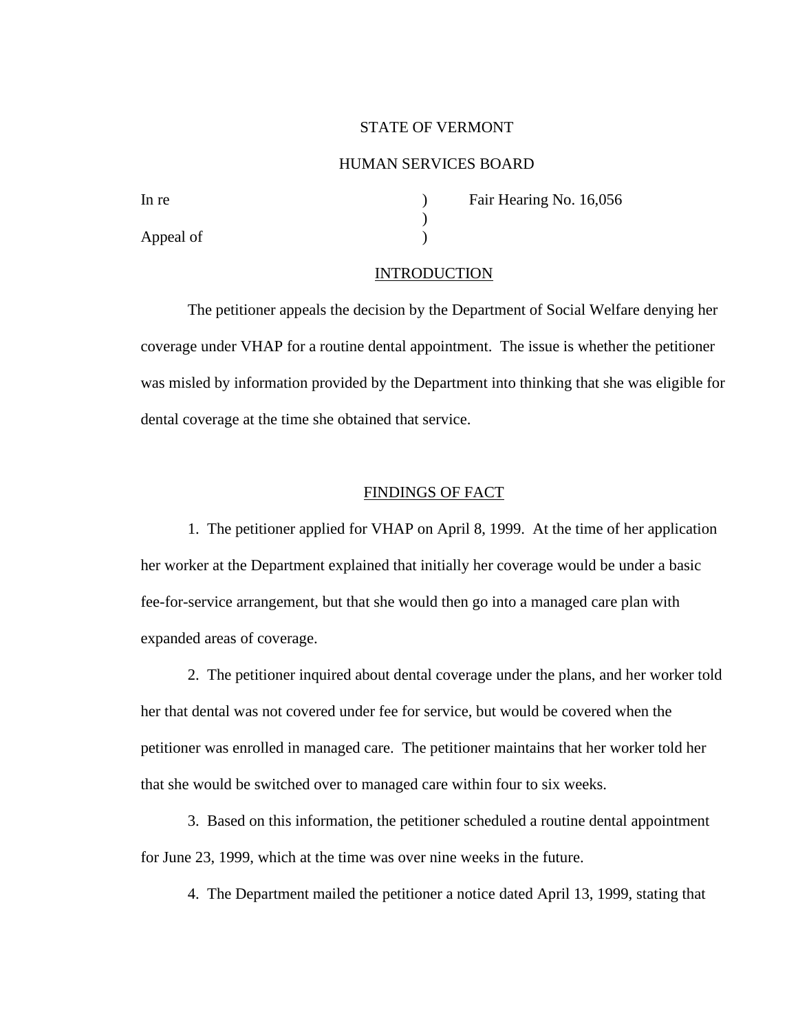STATE OF VERMONT

HUMAN SERVICES BOARD

In re ) Fair Hearing No. 16,056
)
Appeal of )

## INTRODUCTION

The petitioner appeals the decision by the Department of Social Welfare denying her coverage under VHAP for a routine dental appointment. The issue is whether the petitioner was misled by information provided by the Department into thinking that she was eligible for dental coverage at the time she obtained that service.

## FINDINGS OF FACT

1. The petitioner applied for VHAP on April 8, 1999. At the time of her application her worker at the Department explained that initially her coverage would be under a basic fee-for-service arrangement, but that she would then go into a managed care plan with expanded areas of coverage.

2. The petitioner inquired about dental coverage under the plans, and her worker told her that dental was not covered under fee for service, but would be covered when the petitioner was enrolled in managed care. The petitioner maintains that her worker told her that she would be switched over to managed care within four to six weeks.

3. Based on this information, the petitioner scheduled a routine dental appointment for June 23, 1999, which at the time was over nine weeks in the future.

4. The Department mailed the petitioner a notice dated April 13, 1999, stating that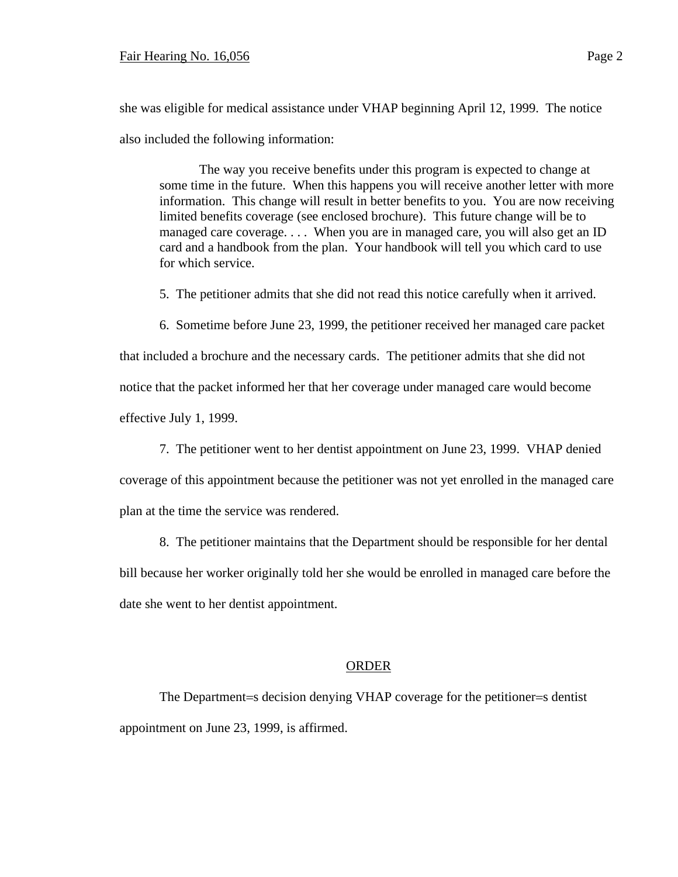she was eligible for medical assistance under VHAP beginning April 12, 1999. The notice also included the following information:

> The way you receive benefits under this program is expected to change at some time in the future. When this happens you will receive another letter with more information. This change will result in better benefits to you. You are now receiving limited benefits coverage (see enclosed brochure). This future change will be to managed care coverage. . . . When you are in managed care, you will also get an ID card and a handbook from the plan. Your handbook will tell you which card to use for which service.

5. The petitioner admits that she did not read this notice carefully when it arrived.

6. Sometime before June 23, 1999, the petitioner received her managed care packet that included a brochure and the necessary cards. The petitioner admits that she did not notice that the packet informed her that her coverage under managed care would become effective July 1, 1999.

7. The petitioner went to her dentist appointment on June 23, 1999. VHAP denied coverage of this appointment because the petitioner was not yet enrolled in the managed care plan at the time the service was rendered.

8. The petitioner maintains that the Department should be responsible for her dental bill because her worker originally told her she would be enrolled in managed care before the date she went to her dentist appointment.

## ORDER

The Department=s decision denying VHAP coverage for the petitioner=s dentist appointment on June 23, 1999, is affirmed.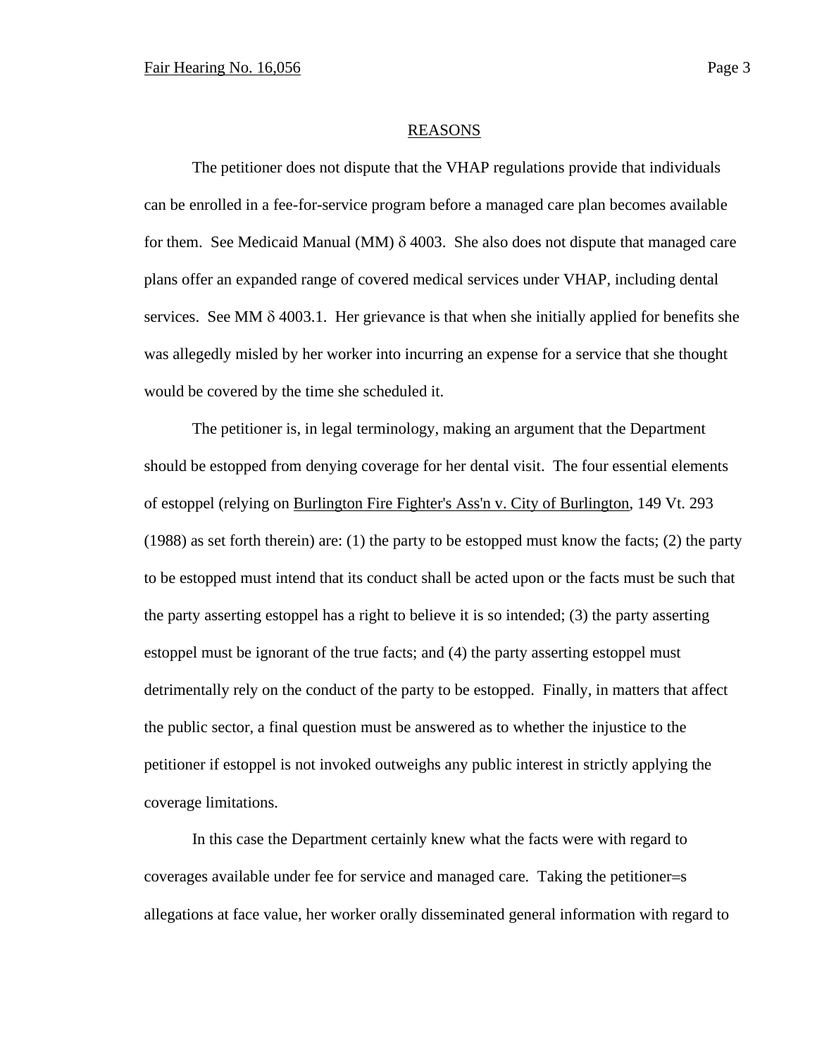## REASONS

The petitioner does not dispute that the VHAP regulations provide that individuals can be enrolled in a fee-for-service program before a managed care plan becomes available for them. See Medicaid Manual (MM) δ 4003. She also does not dispute that managed care plans offer an expanded range of covered medical services under VHAP, including dental services. See MM δ 4003.1. Her grievance is that when she initially applied for benefits she was allegedly misled by her worker into incurring an expense for a service that she thought would be covered by the time she scheduled it.

The petitioner is, in legal terminology, making an argument that the Department should be estopped from denying coverage for her dental visit. The four essential elements of estoppel (relying on Burlington Fire Fighter's Ass'n v. City of Burlington, 149 Vt. 293 (1988) as set forth therein) are: (1) the party to be estopped must know the facts; (2) the party to be estopped must intend that its conduct shall be acted upon or the facts must be such that the party asserting estoppel has a right to believe it is so intended; (3) the party asserting estoppel must be ignorant of the true facts; and (4) the party asserting estoppel must detrimentally rely on the conduct of the party to be estopped. Finally, in matters that affect the public sector, a final question must be answered as to whether the injustice to the petitioner if estoppel is not invoked outweighs any public interest in strictly applying the coverage limitations.

In this case the Department certainly knew what the facts were with regard to coverages available under fee for service and managed care. Taking the petitioner=s allegations at face value, her worker orally disseminated general information with regard to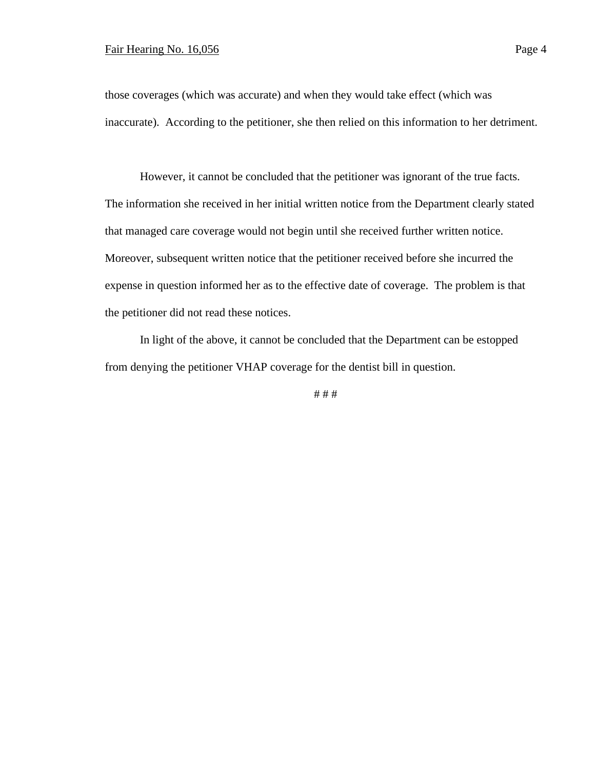those coverages (which was accurate) and when they would take effect (which was inaccurate). According to the petitioner, she then relied on this information to her detriment.

However, it cannot be concluded that the petitioner was ignorant of the true facts. The information she received in her initial written notice from the Department clearly stated that managed care coverage would not begin until she received further written notice. Moreover, subsequent written notice that the petitioner received before she incurred the expense in question informed her as to the effective date of coverage. The problem is that the petitioner did not read these notices.

In light of the above, it cannot be concluded that the Department can be estopped from denying the petitioner VHAP coverage for the dentist bill in question.

# # #